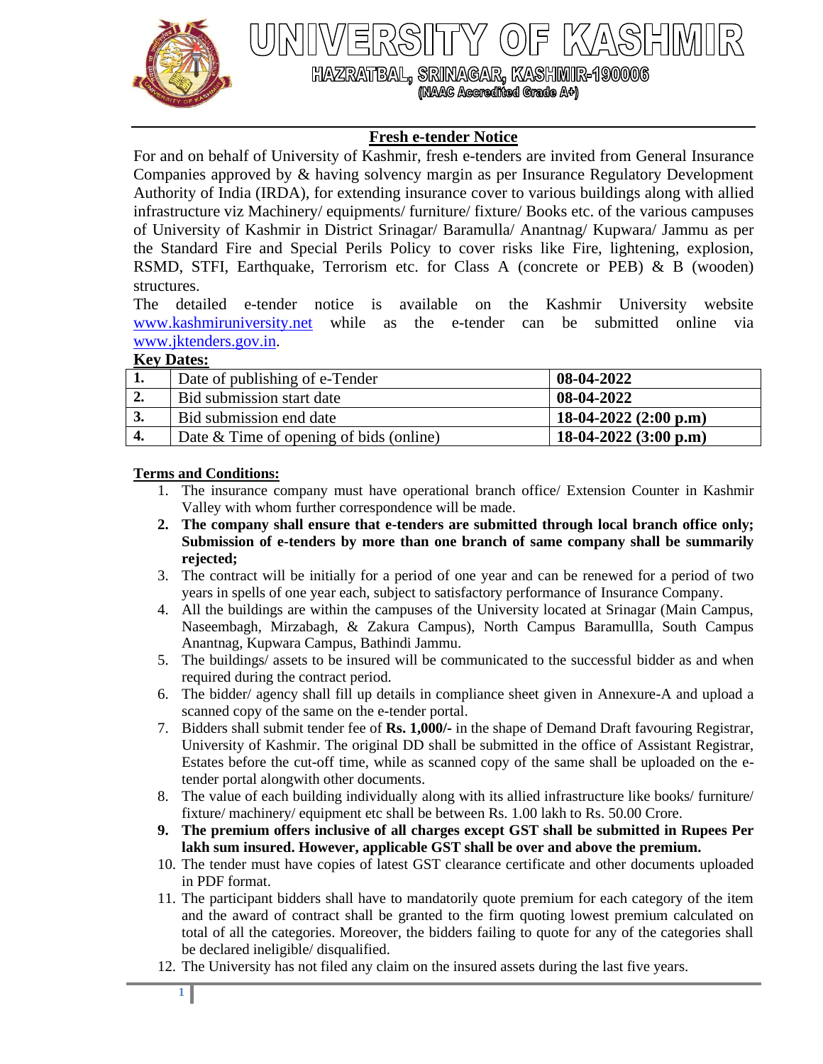# UNIVERSITY OF KASHMIR

**HAZRATBAL, SRINAGAR, KASHMIR-190006**

**(NAAC Accredited Grade A+)**

## Fresh e-tender Notice

For and on behalf of University of Kashmir, fresh e-tenders are invited from General Insurance Companies approved by & having solvency margin as per Insurance Regulatory Development Authority of India (IRDA), for extending insurance cover to various buildings along with allied infrastructure viz Machinery/ equipments/ furniture/ fixture/ Books etc. of the various campuses of University of Kashmir in District Srinagar/ Baramulla/ Anantnag/ Kupwara/ Jammu as per the Standard Fire and Special Perils Policy to cover risks like Fire, lightening, explosion, RSMD, STFI, Earthquake, Terrorism etc. for Class A (concrete or PEB) & B (wooden) structures.

The detailed e-tender notice is available on the Kashmir University website www.kashmiruniversity.net while as the e-tender can be submitted online via www.jktenders.gov.in.

**Key Dates:**

| | | |
|---|---|---|
| **1.** | Date of publishing of e-Tender | **08-04-2022** |
| **2.** | Bid submission start date | **08-04-2022** |
| **3.** | Bid submission end date | **18-04-2022 (2:00 p.m)** |
| **4.** | Date & Time of opening of bids (online) | **18-04-2022 (3:00 p.m)** |

**Terms and Conditions:**

1. The insurance company must have operational branch office/ Extension Counter in Kashmir Valley with whom further correspondence will be made.
2. **The company shall ensure that e-tenders are submitted through local branch office only; Submission of e-tenders by more than one branch of same company shall be summarily rejected;**
3. The contract will be initially for a period of one year and can be renewed for a period of two years in spells of one year each, subject to satisfactory performance of Insurance Company.
4. All the buildings are within the campuses of the University located at Srinagar (Main Campus, Naseembagh, Mirzabagh, & Zakura Campus), North Campus Baramullla, South Campus Anantnag, Kupwara Campus, Bathindi Jammu.
5. The buildings/ assets to be insured will be communicated to the successful bidder as and when required during the contract period.
6. The bidder/ agency shall fill up details in compliance sheet given in Annexure-A and upload a scanned copy of the same on the e-tender portal.
7. Bidders shall submit tender fee of **Rs. 1,000/-** in the shape of Demand Draft favouring Registrar, University of Kashmir. The original DD shall be submitted in the office of Assistant Registrar, Estates before the cut-off time, while as scanned copy of the same shall be uploaded on the e-tender portal alongwith other documents.
8. The value of each building individually along with its allied infrastructure like books/ furniture/ fixture/ machinery/ equipment etc shall be between Rs. 1.00 lakh to Rs. 50.00 Crore.
9. **The premium offers inclusive of all charges except GST shall be submitted in Rupees Per lakh sum insured. However, applicable GST shall be over and above the premium.**
10. The tender must have copies of latest GST clearance certificate and other documents uploaded in PDF format.
11. The participant bidders shall have to mandatorily quote premium for each category of the item and the award of contract shall be granted to the firm quoting lowest premium calculated on total of all the categories. Moreover, the bidders failing to quote for any of the categories shall be declared ineligible/ disqualified.
12. The University has not filed any claim on the insured assets during the last five years.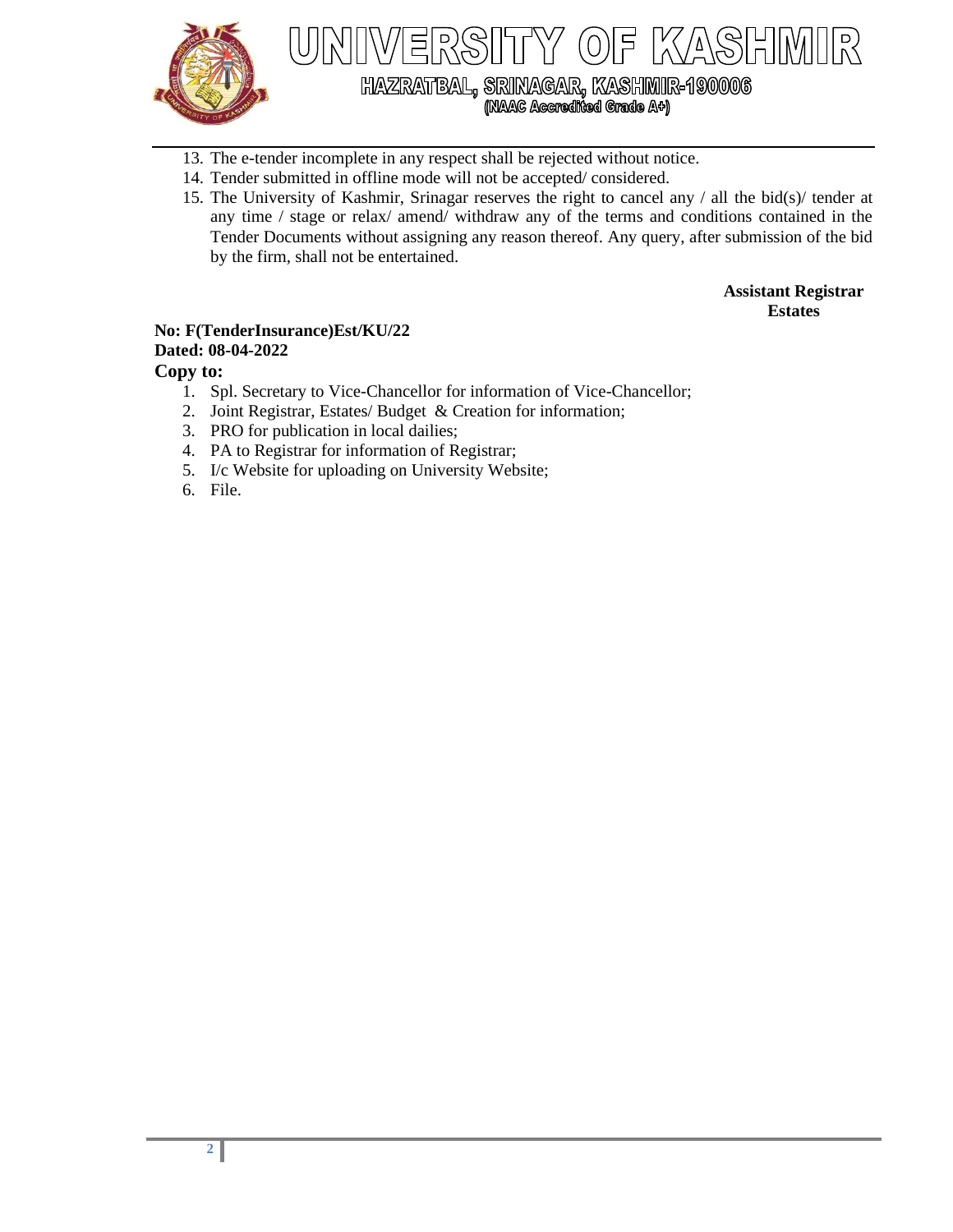13. The e-tender incomplete in any respect shall be rejected without notice.
14. Tender submitted in offline mode will not be accepted/ considered.
15. The University of Kashmir, Srinagar reserves the right to cancel any / all the bid(s)/ tender at any time / stage or relax/ amend/ withdraw any of the terms and conditions contained in the Tender Documents without assigning any reason thereof. Any query, after submission of the bid by the firm, shall not be entertained.

**Assistant Registrar**
**Estates**

**No: F(TenderInsurance)Est/KU/22**
**Dated: 08-04-2022**

**Copy to:**

1. Spl. Secretary to Vice-Chancellor for information of Vice-Chancellor;
2. Joint Registrar, Estates/ Budget & Creation for information;
3. PRO for publication in local dailies;
4. PA to Registrar for information of Registrar;
5. I/c Website for uploading on University Website;
6. File.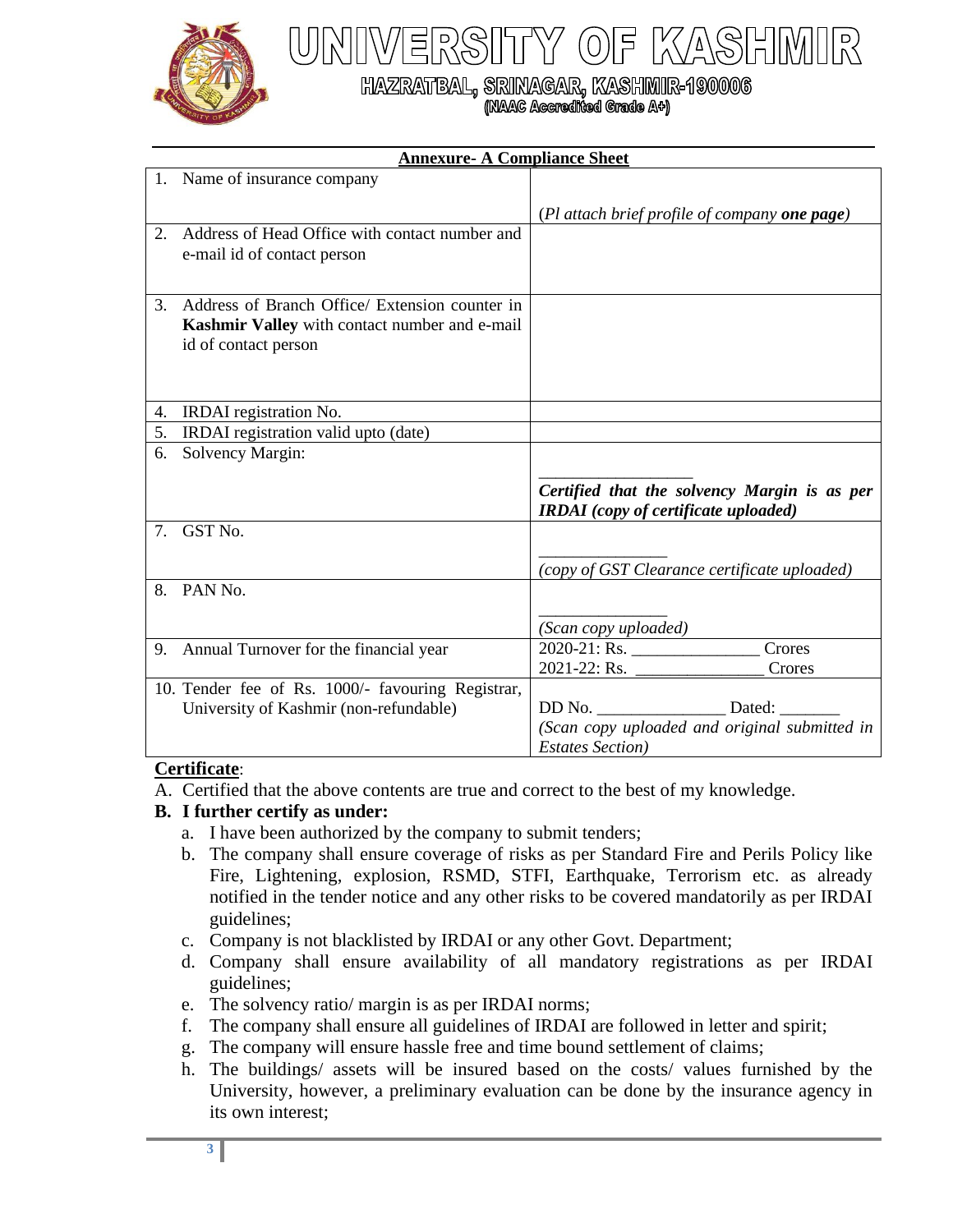# UNIVERSITY OF KASHMIR

**HAZRATBAL, SRINAGAR, KASHMIR-190006**

**(NAAC Accredited Grade A+)**

## Annexure- A Compliance Sheet

| | |
|---|---|
| 1. Name of insurance company | (*Pl attach brief profile of company* ***one page****)* |
| 2. Address of Head Office with contact number and e-mail id of contact person | |
| 3. Address of Branch Office/ Extension counter in **Kashmir Valley** with contact number and e-mail id of contact person | |
| 4. IRDAI registration No. | |
| 5. IRDAI registration valid upto (date) | |
| 6. Solvency Margin: | ___________________ ***Certified that the solvency Margin is as per IRDAI (copy of certificate uploaded)*** |
| 7. GST No. | _______________ *(copy of GST Clearance certificate uploaded)* |
| 8. PAN No. | _______________ *(Scan copy uploaded)* |
| 9. Annual Turnover for the financial year | 2020-21: Rs. _______________ Crores<br>2021-22: Rs. _______________ Crores |
| 10. Tender fee of Rs. 1000/- favouring Registrar, University of Kashmir (non-refundable) | DD No. _______________ Dated: _______<br>*(Scan copy uploaded and original submitted in Estates Section)* |

**Certificate**:

A. Certified that the above contents are true and correct to the best of my knowledge.

**B. I further certify as under:**

a. I have been authorized by the company to submit tenders;

b. The company shall ensure coverage of risks as per Standard Fire and Perils Policy like Fire, Lightening, explosion, RSMD, STFI, Earthquake, Terrorism etc. as already notified in the tender notice and any other risks to be covered mandatorily as per IRDAI guidelines;

c. Company is not blacklisted by IRDAI or any other Govt. Department;

d. Company shall ensure availability of all mandatory registrations as per IRDAI guidelines;

e. The solvency ratio/ margin is as per IRDAI norms;

f. The company shall ensure all guidelines of IRDAI are followed in letter and spirit;

g. The company will ensure hassle free and time bound settlement of claims;

h. The buildings/ assets will be insured based on the costs/ values furnished by the University, however, a preliminary evaluation can be done by the insurance agency in its own interest;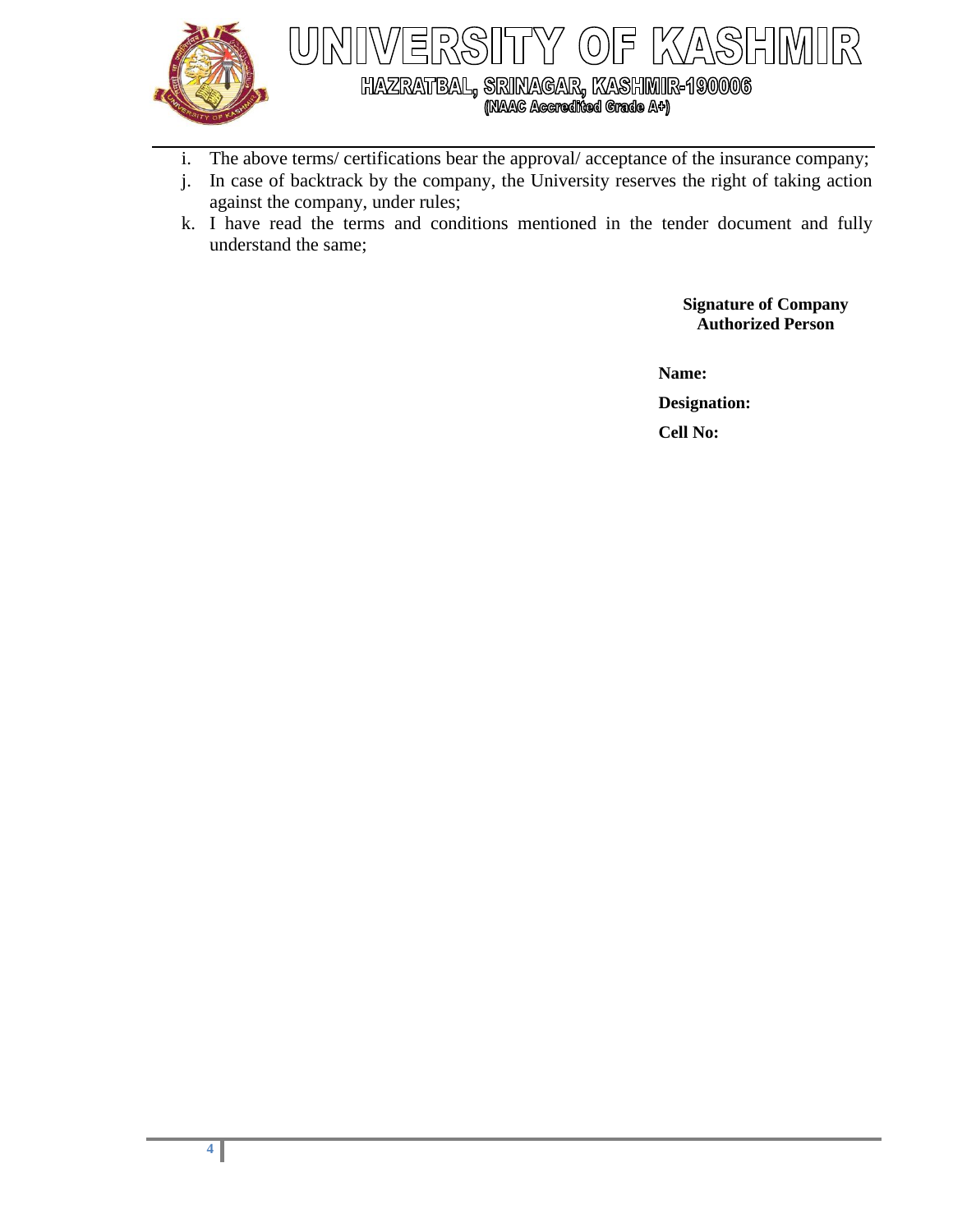i. The above terms/ certifications bear the approval/ acceptance of the insurance company;

j. In case of backtrack by the company, the University reserves the right of taking action against the company, under rules;

k. I have read the terms and conditions mentioned in the tender document and fully understand the same;

**Signature of Company Authorized Person**

**Name:**

**Designation:**

**Cell No:**